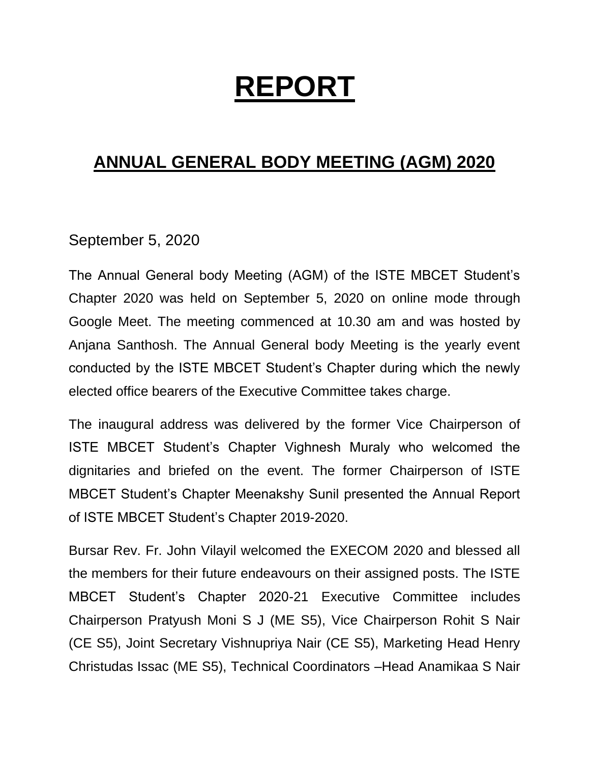# REPORT

## ANNUAL GENERAL BODY MEETING (AGM) 2020

September 5, 2020

The Annual General body Meeting (AGM) of the ISTE MBCET Student's Chapter 2020 was held on September 5, 2020 on online mode through Google Meet. The meeting commenced at 10.30 am and was hosted by Anjana Santhosh. The Annual General body Meeting is the yearly event conducted by the ISTE MBCET Student's Chapter during which the newly elected office bearers of the Executive Committee takes charge.

The inaugural address was delivered by the former Vice Chairperson of ISTE MBCET Student's Chapter Vighnesh Muraly who welcomed the dignitaries and briefed on the event. The former Chairperson of ISTE MBCET Student's Chapter Meenakshy Sunil presented the Annual Report of ISTE MBCET Student's Chapter 2019-2020.

Bursar Rev. Fr. John Vilayil welcomed the EXECOM 2020 and blessed all the members for their future endeavours on their assigned posts. The ISTE MBCET Student's Chapter 2020-21 Executive Committee includes Chairperson Pratyush Moni S J (ME S5), Vice Chairperson Rohit S Nair (CE S5), Joint Secretary Vishnupriya Nair (CE S5), Marketing Head Henry Christudas Issac (ME S5), Technical Coordinators –Head Anamikaa S Nair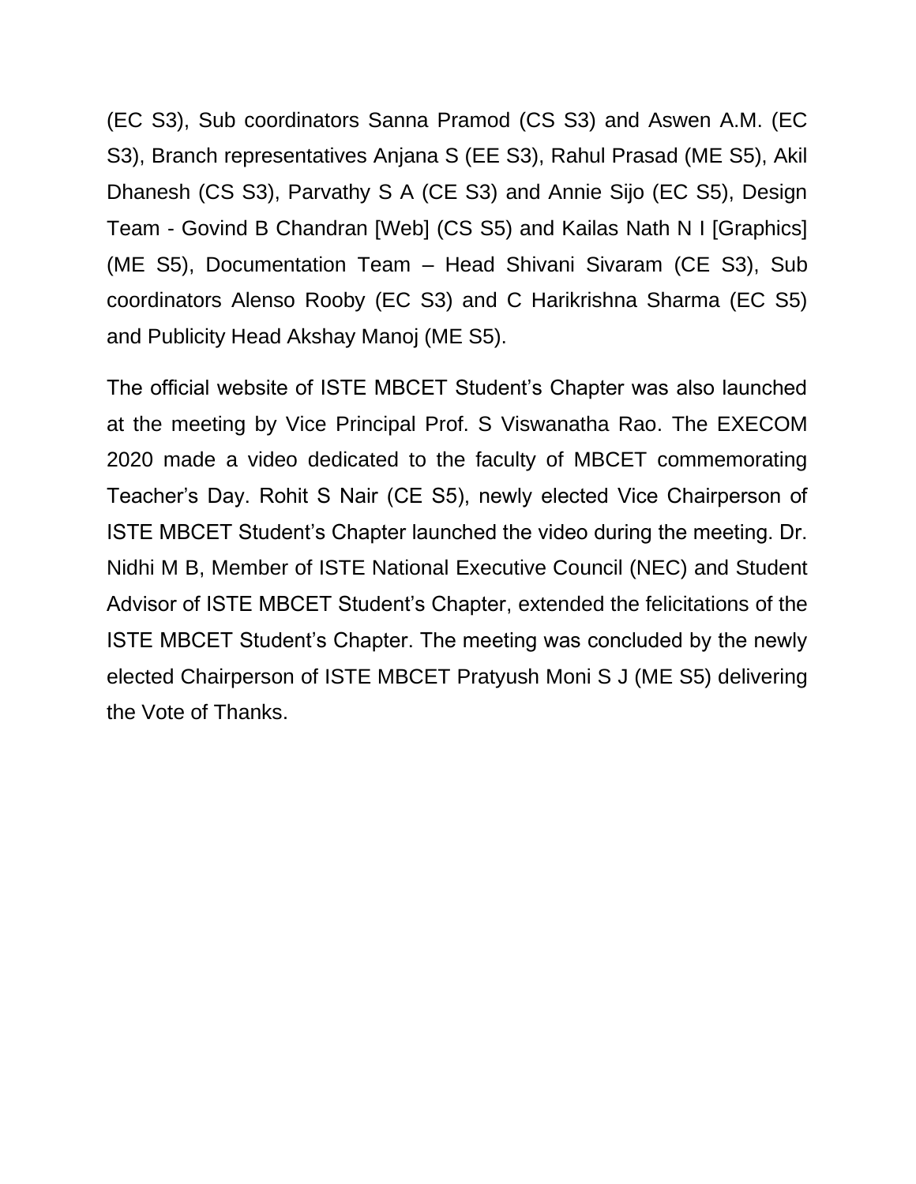(EC S3), Sub coordinators Sanna Pramod (CS S3) and Aswen A.M. (EC S3), Branch representatives Anjana S (EE S3), Rahul Prasad (ME S5), Akil Dhanesh (CS S3), Parvathy S A (CE S3) and Annie Sijo (EC S5), Design Team - Govind B Chandran [Web] (CS S5) and Kailas Nath N I [Graphics] (ME S5), Documentation Team – Head Shivani Sivaram (CE S3), Sub coordinators Alenso Rooby (EC S3) and C Harikrishna Sharma (EC S5) and Publicity Head Akshay Manoj (ME S5).

The official website of ISTE MBCET Student's Chapter was also launched at the meeting by Vice Principal Prof. S Viswanatha Rao. The EXECOM 2020 made a video dedicated to the faculty of MBCET commemorating Teacher's Day. Rohit S Nair (CE S5), newly elected Vice Chairperson of ISTE MBCET Student's Chapter launched the video during the meeting. Dr. Nidhi M B, Member of ISTE National Executive Council (NEC) and Student Advisor of ISTE MBCET Student's Chapter, extended the felicitations of the ISTE MBCET Student's Chapter. The meeting was concluded by the newly elected Chairperson of ISTE MBCET Pratyush Moni S J (ME S5) delivering the Vote of Thanks.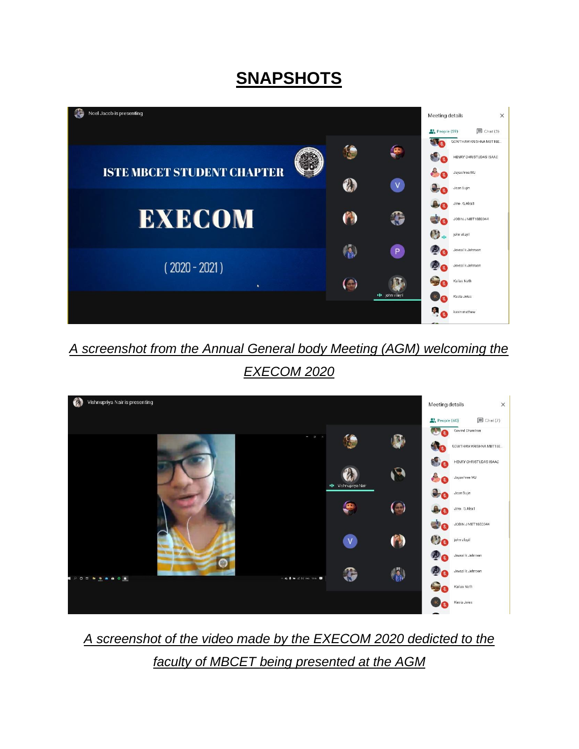# SNAPSHOTS

*A screenshot from the Annual General body Meeting (AGM) welcoming the EXECOM 2020*

*A screenshot of the video made by the EXECOM 2020 dedicted to the faculty of MBCET being presented at the AGM*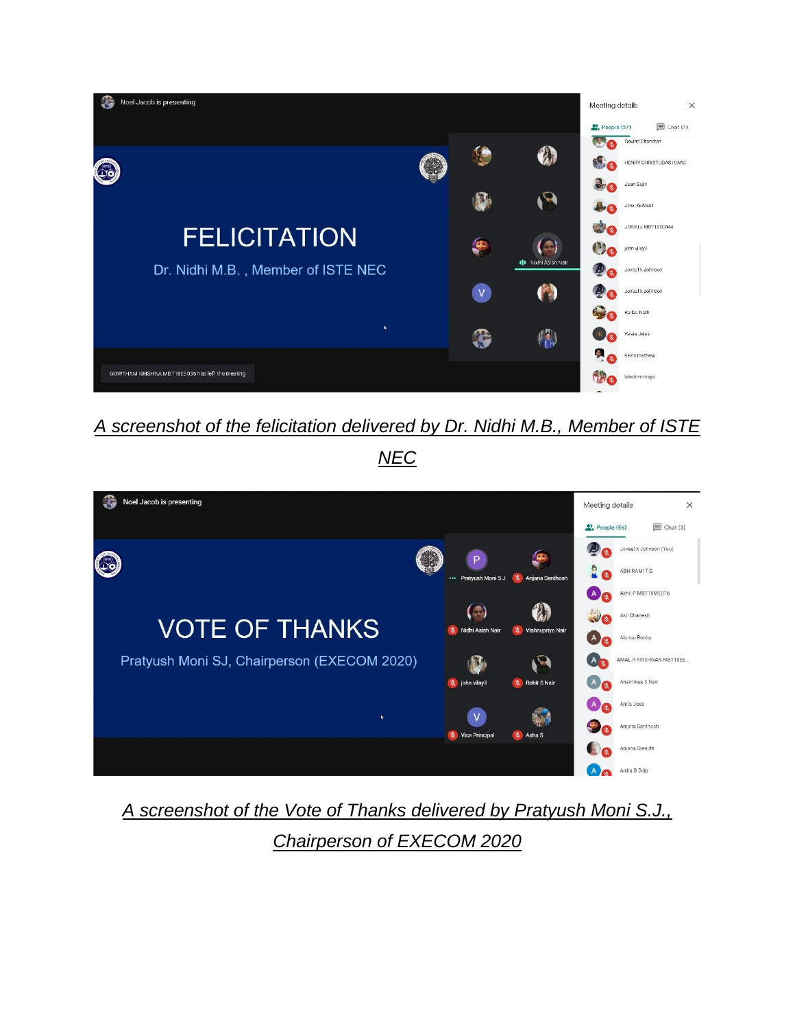*A screenshot of the felicitation delivered by Dr. Nidhi M.B., Member of ISTE NEC*

*A screenshot of the Vote of Thanks delivered by Pratyush Moni S.J., Chairperson of EXECOM 2020*